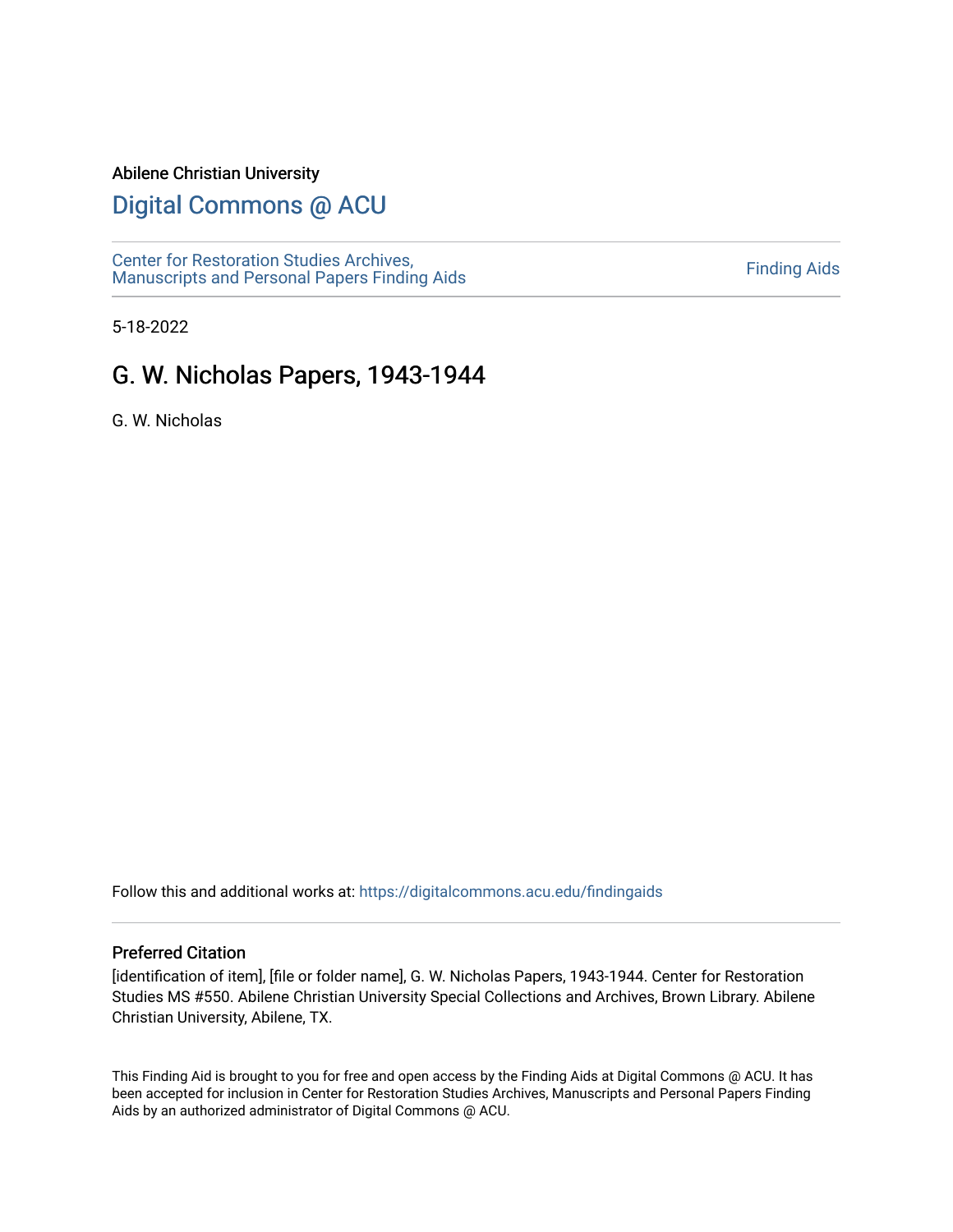Abilene Christian University

# Digital Commons @ ACU

Center for Restoration Studies Archives, Manuscripts and Personal Papers Finding Aids

Finding Aids

5-18-2022

## G. W. Nicholas Papers, 1943-1944

G. W. Nicholas

Follow this and additional works at: https://digitalcommons.acu.edu/findingaids

### Preferred Citation

[identification of item], [file or folder name], G. W. Nicholas Papers, 1943-1944. Center for Restoration Studies MS #550. Abilene Christian University Special Collections and Archives, Brown Library. Abilene Christian University, Abilene, TX.

This Finding Aid is brought to you for free and open access by the Finding Aids at Digital Commons @ ACU. It has been accepted for inclusion in Center for Restoration Studies Archives, Manuscripts and Personal Papers Finding Aids by an authorized administrator of Digital Commons @ ACU.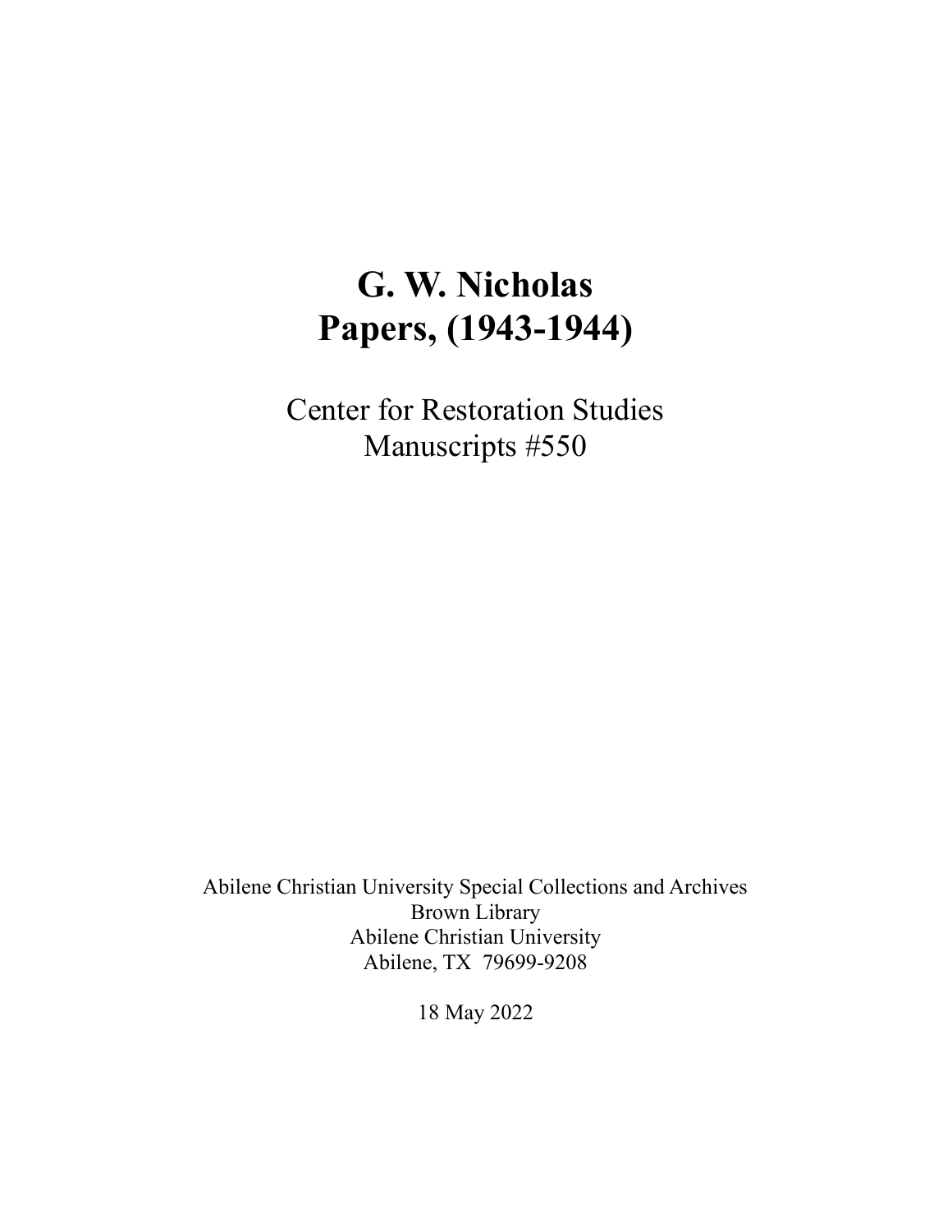# G. W. Nicholas
# Papers, (1943-1944)

Center for Restoration Studies
Manuscripts #550

Abilene Christian University Special Collections and Archives
Brown Library
Abilene Christian University
Abilene, TX 79699-9208

18 May 2022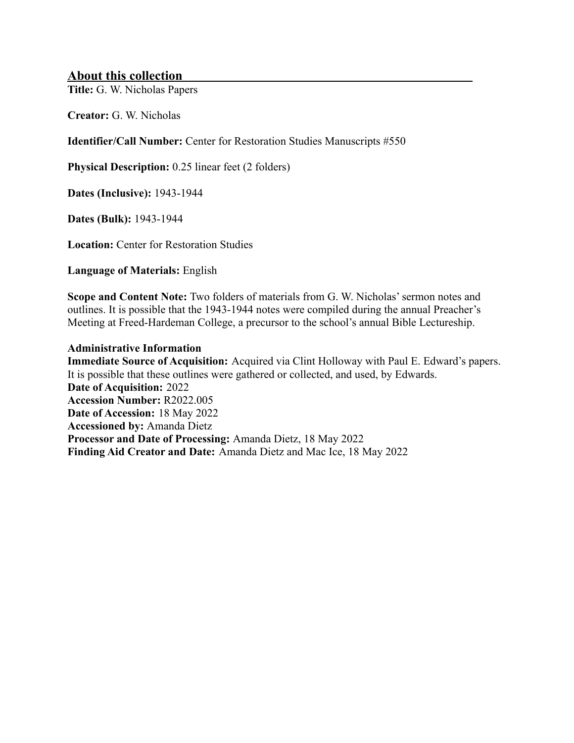## About this collection

**Title:** G. W. Nicholas Papers

**Creator:** G. W. Nicholas

**Identifier/Call Number:** Center for Restoration Studies Manuscripts #550

**Physical Description:** 0.25 linear feet (2 folders)

**Dates (Inclusive):** 1943-1944

**Dates (Bulk):** 1943-1944

**Location:** Center for Restoration Studies

**Language of Materials:** English

**Scope and Content Note:** Two folders of materials from G. W. Nicholas' sermon notes and outlines. It is possible that the 1943-1944 notes were compiled during the annual Preacher's Meeting at Freed-Hardeman College, a precursor to the school's annual Bible Lectureship.

**Administrative Information**
**Immediate Source of Acquisition:** Acquired via Clint Holloway with Paul E. Edward's papers. It is possible that these outlines were gathered or collected, and used, by Edwards.
**Date of Acquisition:** 2022
**Accession Number:** R2022.005
**Date of Accession:** 18 May 2022
**Accessioned by:** Amanda Dietz
**Processor and Date of Processing:** Amanda Dietz, 18 May 2022
**Finding Aid Creator and Date:** Amanda Dietz and Mac Ice, 18 May 2022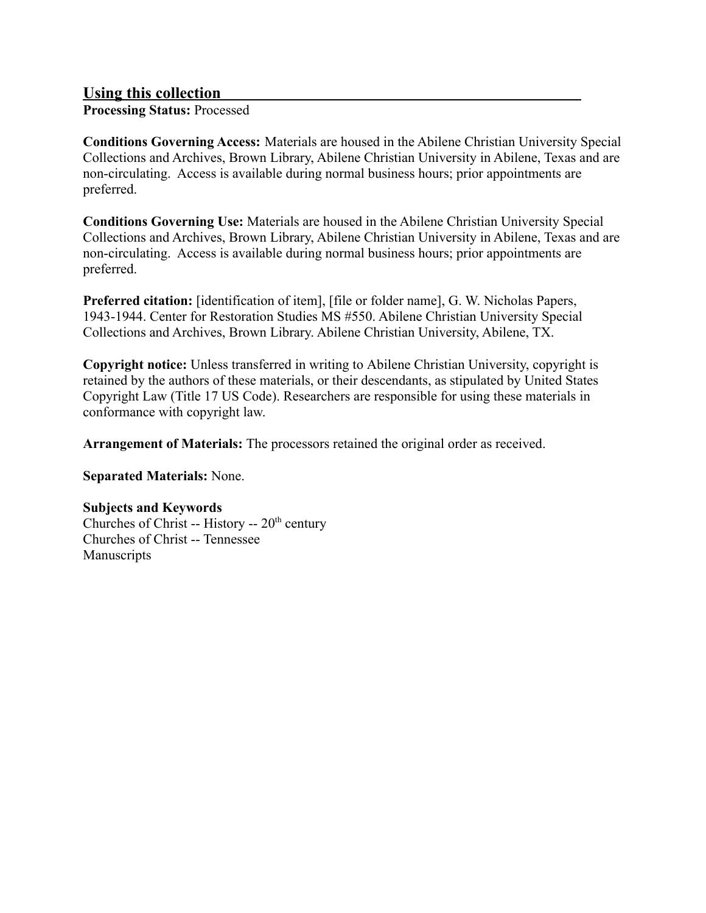## Using this collection

**Processing Status:** Processed

**Conditions Governing Access:** Materials are housed in the Abilene Christian University Special Collections and Archives, Brown Library, Abilene Christian University in Abilene, Texas and are non-circulating. Access is available during normal business hours; prior appointments are preferred.

**Conditions Governing Use:** Materials are housed in the Abilene Christian University Special Collections and Archives, Brown Library, Abilene Christian University in Abilene, Texas and are non-circulating. Access is available during normal business hours; prior appointments are preferred.

**Preferred citation:** [identification of item], [file or folder name], G. W. Nicholas Papers, 1943-1944. Center for Restoration Studies MS #550. Abilene Christian University Special Collections and Archives, Brown Library. Abilene Christian University, Abilene, TX.

**Copyright notice:** Unless transferred in writing to Abilene Christian University, copyright is retained by the authors of these materials, or their descendants, as stipulated by United States Copyright Law (Title 17 US Code). Researchers are responsible for using these materials in conformance with copyright law.

**Arrangement of Materials:** The processors retained the original order as received.

**Separated Materials:** None.

**Subjects and Keywords**

Churches of Christ -- History -- 20th century
Churches of Christ -- Tennessee
Manuscripts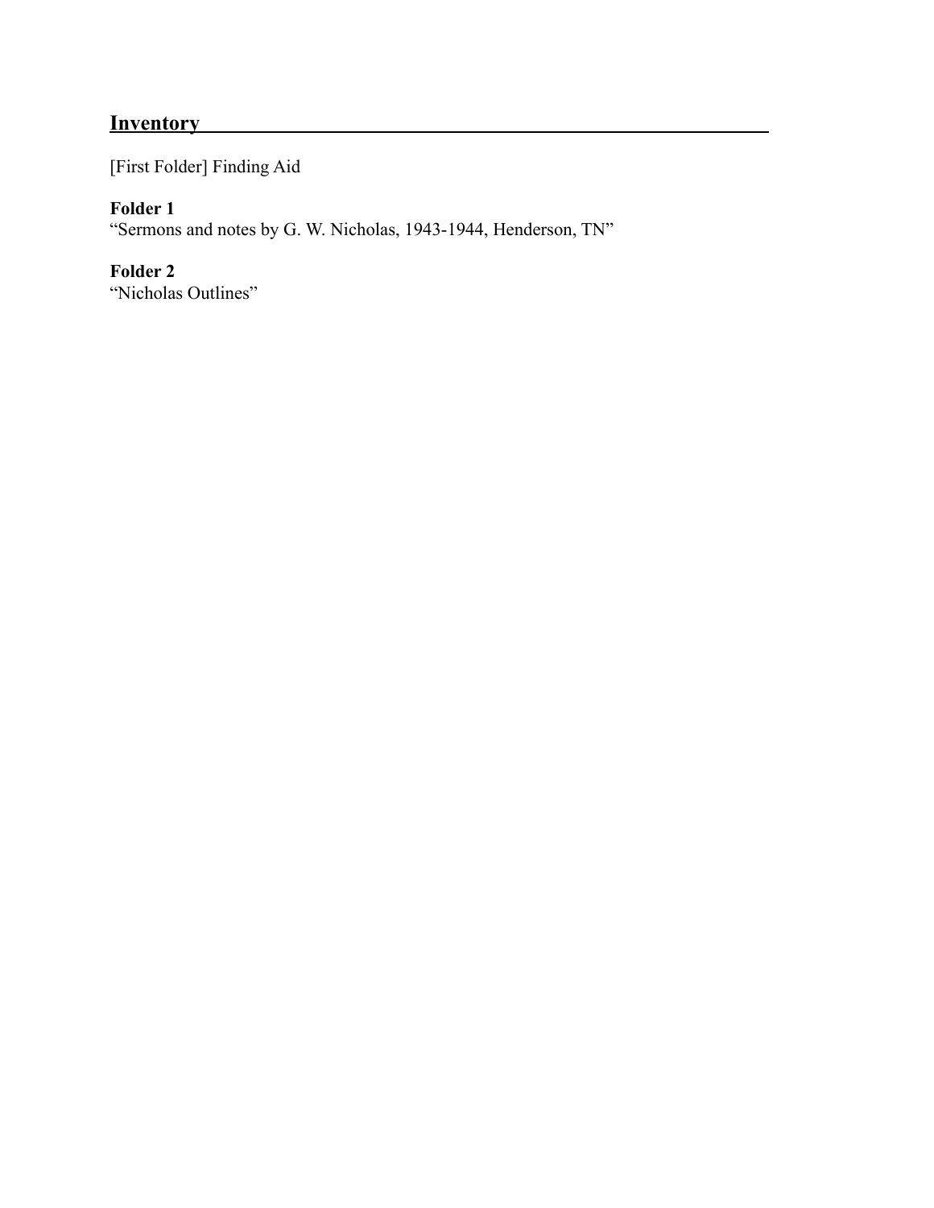## Inventory

[First Folder] Finding Aid

**Folder 1**
"Sermons and notes by G. W. Nicholas, 1943-1944, Henderson, TN"

**Folder 2**
"Nicholas Outlines"